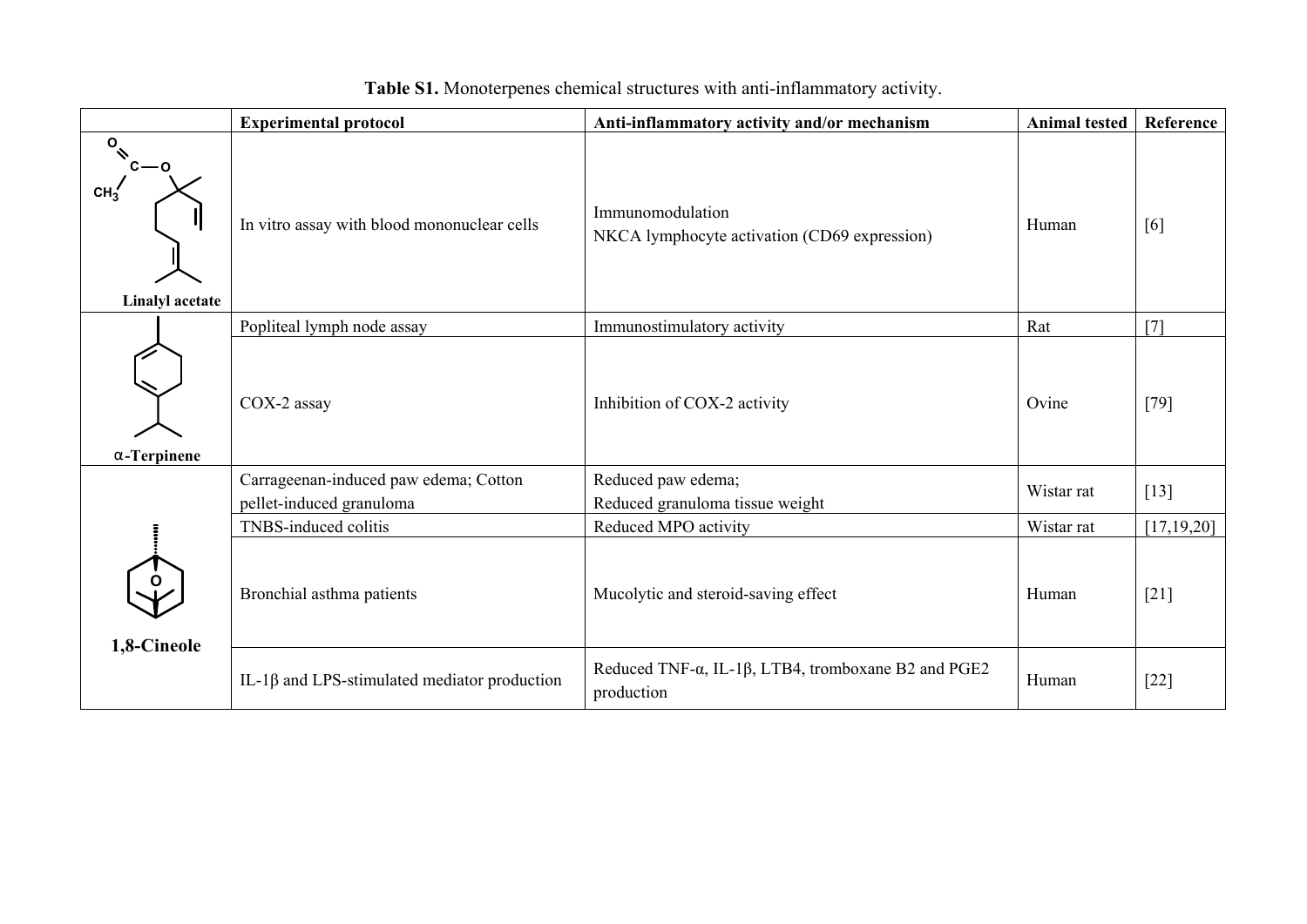**Table S1.** Monoterpenes chemical structures with anti-inflammatory activity.

| | Experimental protocol | Anti-inflammatory activity and/or mechanism | Animal tested | Reference |
|---|---|---|---|---|
| **Linalyl acetate** | In vitro assay with blood mononuclear cells | Immunomodulation<br>NKCA lymphocyte activation (CD69 expression) | Human | [6] |
| **α-Terpinene** | Popliteal lymph node assay | Immunostimulatory activity | Rat | [7] |
| | COX-2 assay | Inhibition of COX-2 activity | Ovine | [79] |
| **1,8-Cineole** | Carrageenan-induced paw edema; Cotton pellet-induced granuloma | Reduced paw edema;<br>Reduced granuloma tissue weight | Wistar rat | [13] |
| | TNBS-induced colitis | Reduced MPO activity | Wistar rat | [17,19,20] |
| | Bronchial asthma patients | Mucolytic and steroid-saving effect | Human | [21] |
| | IL-1β and LPS-stimulated mediator production | Reduced TNF-α, IL-1β, LTB4, tromboxane B2 and PGE2 production | Human | [22] |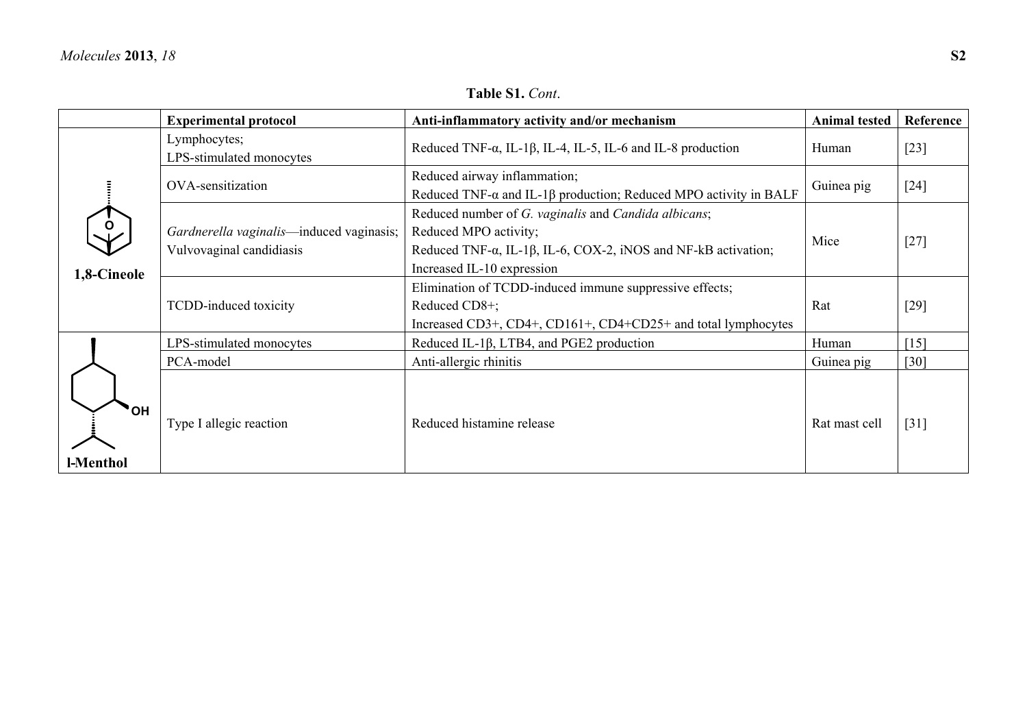**Table S1.** *Cont*.

| | Experimental protocol | Anti-inflammatory activity and/or mechanism | Animal tested | Reference |
|---|---|---|---|---|
| **1,8-Cineole** | Lymphocytes; LPS-stimulated monocytes | Reduced TNF-α, IL-1β, IL-4, IL-5, IL-6 and IL-8 production | Human | [23] |
| | OVA-sensitization | Reduced airway inflammation; Reduced TNF-α and IL-1β production; Reduced MPO activity in BALF | Guinea pig | [24] |
| | *Gardnerella vaginalis*—induced vaginasis; Vulvovaginal candidiasis | Reduced number of *G. vaginalis* and *Candida albicans*; Reduced MPO activity; Reduced TNF-α, IL-1β, IL-6, COX-2, iNOS and NF-kB activation; Increased IL-10 expression | Mice | [27] |
| | TCDD-induced toxicity | Elimination of TCDD-induced immune suppressive effects; Reduced CD8+; Increased CD3+, CD4+, CD161+, CD4+CD25+ and total lymphocytes | Rat | [29] |
| **l-Menthol** | LPS-stimulated monocytes | Reduced IL-1β, LTB4, and PGE2 production | Human | [15] |
| | PCA-model | Anti-allergic rhinitis | Guinea pig | [30] |
| | Type I allegic reaction | Reduced histamine release | Rat mast cell | [31] |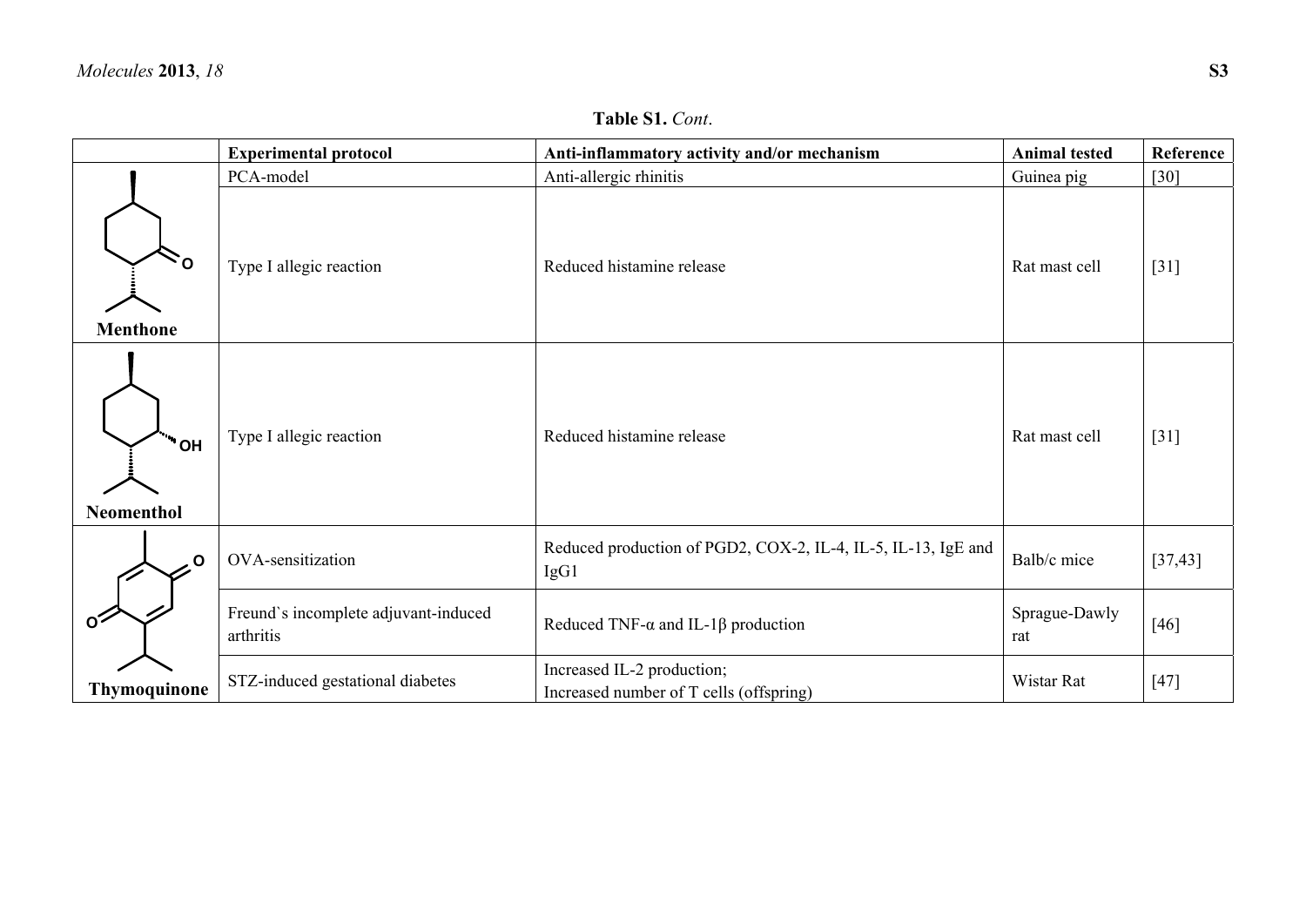**Table S1.** *Cont.*

| | Experimental protocol | Anti-inflammatory activity and/or mechanism | Animal tested | Reference |
|---|---|---|---|---|
| **Menthone** | PCA-model | Anti-allergic rhinitis | Guinea pig | [30] |
| | Type I allegic reaction | Reduced histamine release | Rat mast cell | [31] |
| **Neomenthol** | Type I allegic reaction | Reduced histamine release | Rat mast cell | [31] |
| **Thymoquinone** | OVA-sensitization | Reduced production of PGD2, COX-2, IL-4, IL-5, IL-13, IgE and IgG1 | Balb/c mice | [37,43] |
| | Freund`s incomplete adjuvant-induced arthritis | Reduced TNF-α and IL-1β production | Sprague-Dawly rat | [46] |
| | STZ-induced gestational diabetes | Increased IL-2 production; Increased number of T cells (offspring) | Wistar Rat | [47] |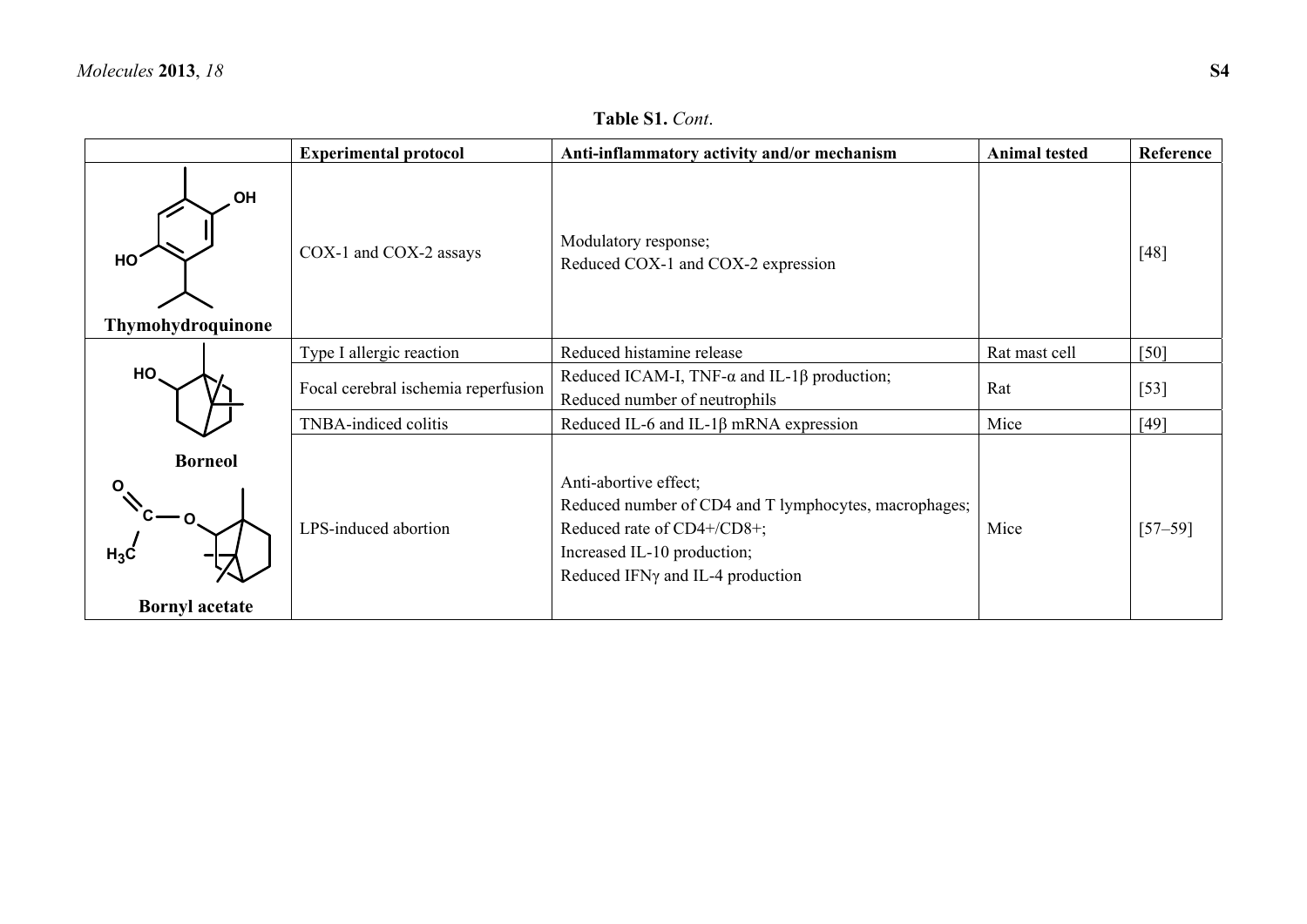**Table S1.** *Cont*.

| | Experimental protocol | Anti-inflammatory activity and/or mechanism | Animal tested | Reference |
|---|---|---|---|---|
| **Thymohydroquinone** | COX-1 and COX-2 assays | Modulatory response; Reduced COX-1 and COX-2 expression | | [48] |
| **Borneol** | Type I allergic reaction | Reduced histamine release | Rat mast cell | [50] |
| | Focal cerebral ischemia reperfusion | Reduced ICAM-I, TNF-α and IL-1β production; Reduced number of neutrophils | Rat | [53] |
| | TNBA-indiced colitis | Reduced IL-6 and IL-1β mRNA expression | Mice | [49] |
| **Bornyl acetate** | LPS-induced abortion | Anti-abortive effect; Reduced number of CD4 and T lymphocytes, macrophages; Reduced rate of CD4+/CD8+; Increased IL-10 production; Reduced IFNγ and IL-4 production | Mice | [57–59] |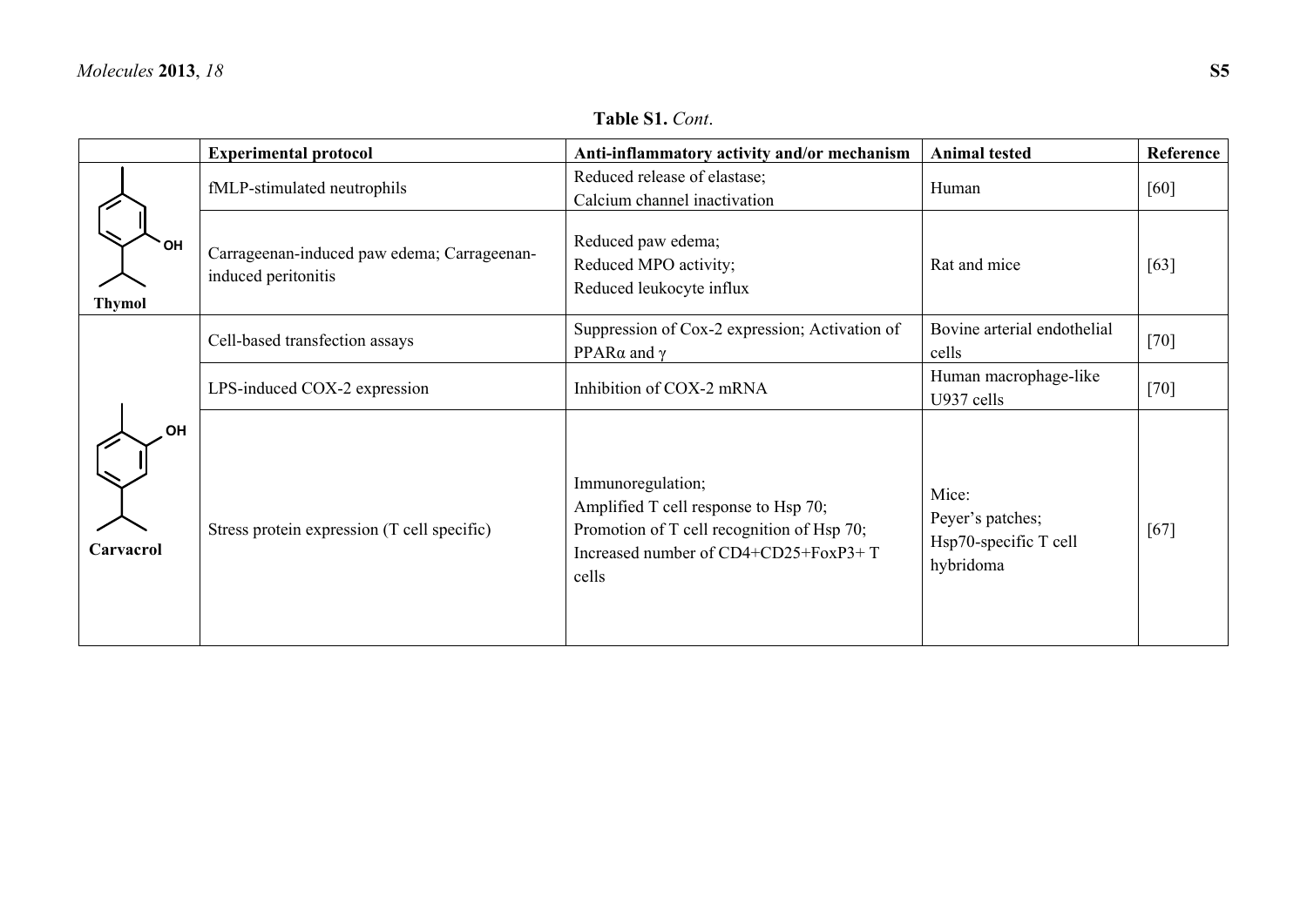**Table S1.** *Cont*.

| | Experimental protocol | Anti-inflammatory activity and/or mechanism | Animal tested | Reference |
|---|---|---|---|---|
| **Thymol** | fMLP-stimulated neutrophils | Reduced release of elastase; Calcium channel inactivation | Human | [60] |
| | Carrageenan-induced paw edema; Carrageenan-induced peritonitis | Reduced paw edema; Reduced MPO activity; Reduced leukocyte influx | Rat and mice | [63] |
| **Carvacrol** | Cell-based transfection assays | Suppression of Cox-2 expression; Activation of PPARα and γ | Bovine arterial endothelial cells | [70] |
| | LPS-induced COX-2 expression | Inhibition of COX-2 mRNA | Human macrophage-like U937 cells | [70] |
| | Stress protein expression (T cell specific) | Immunoregulation; Amplified T cell response to Hsp 70; Promotion of T cell recognition of Hsp 70; Increased number of CD4+CD25+FoxP3+ T cells | Mice: Peyer's patches; Hsp70-specific T cell hybridoma | [67] |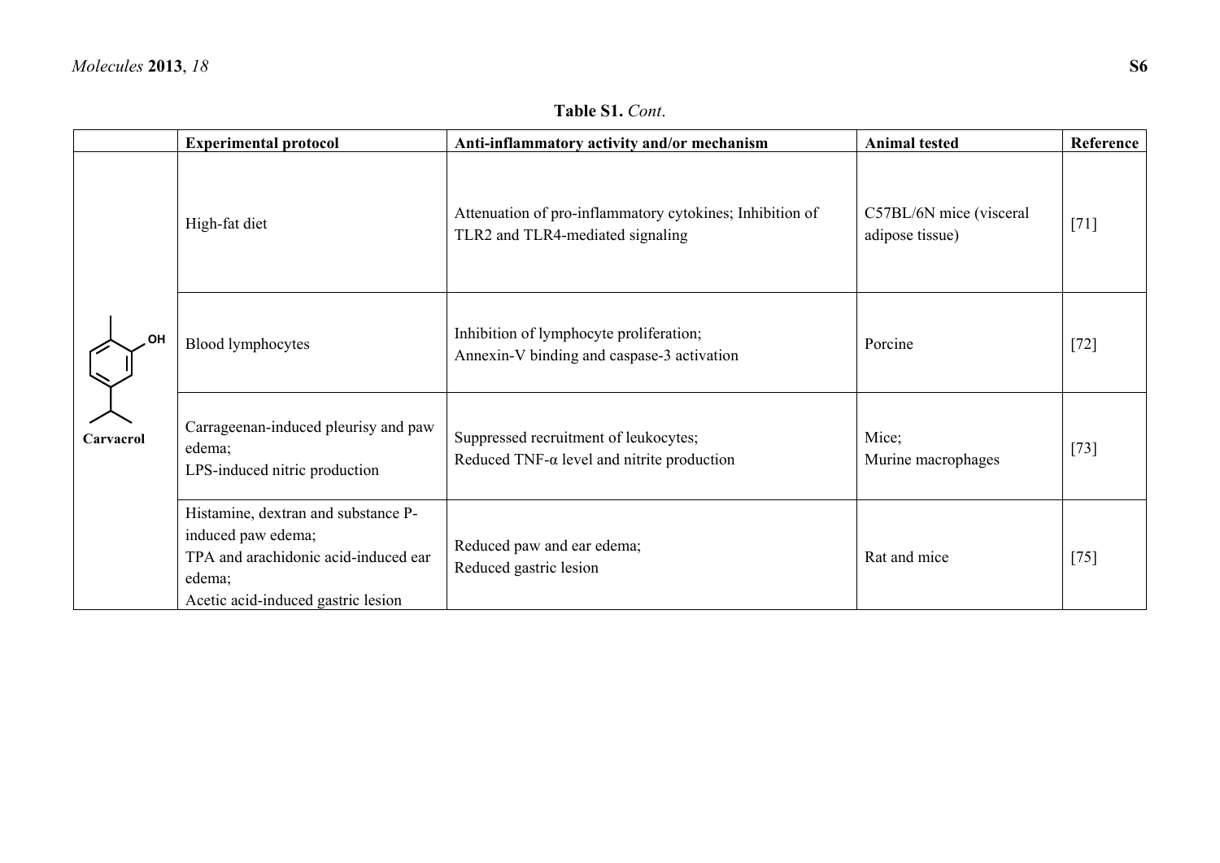**Table S1.** *Cont.*

| | Experimental protocol | Anti-inflammatory activity and/or mechanism | Animal tested | Reference |
|---|---|---|---|---|
| Carvacrol | High-fat diet | Attenuation of pro-inflammatory cytokines; Inhibition of TLR2 and TLR4-mediated signaling | C57BL/6N mice (visceral adipose tissue) | [71] |
| | Blood lymphocytes | Inhibition of lymphocyte proliferation; Annexin-V binding and caspase-3 activation | Porcine | [72] |
| | Carrageenan-induced pleurisy and paw edema; LPS-induced nitric production | Suppressed recruitment of leukocytes; Reduced TNF-α level and nitrite production | Mice; Murine macrophages | [73] |
| | Histamine, dextran and substance P-induced paw edema; TPA and arachidonic acid-induced ear edema; Acetic acid-induced gastric lesion | Reduced paw and ear edema; Reduced gastric lesion | Rat and mice | [75] |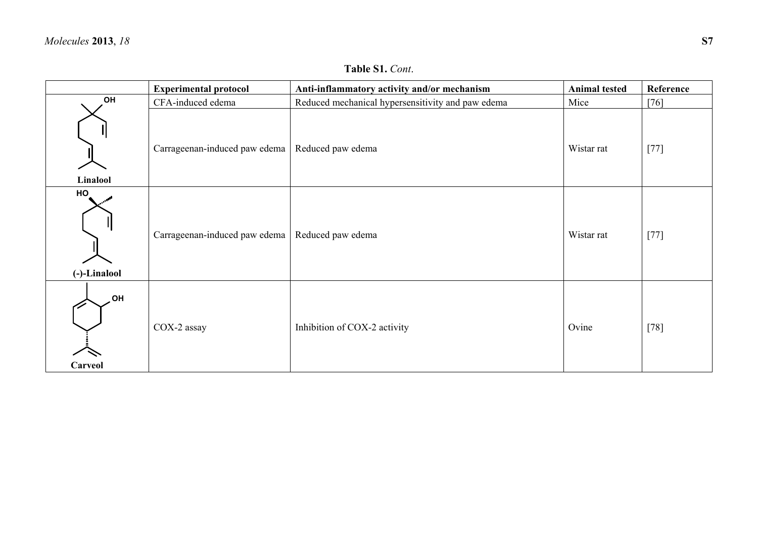**Table S1.** *Cont*.

| | Experimental protocol | Anti-inflammatory activity and/or mechanism | Animal tested | Reference |
|---|---|---|---|---|
| **Linalool** | CFA-induced edema | Reduced mechanical hypersensitivity and paw edema | Mice | [76] |
| | Carrageenan-induced paw edema | Reduced paw edema | Wistar rat | [77] |
| **(-)-Linalool** | Carrageenan-induced paw edema | Reduced paw edema | Wistar rat | [77] |
| **Carveol** | COX-2 assay | Inhibition of COX-2 activity | Ovine | [78] |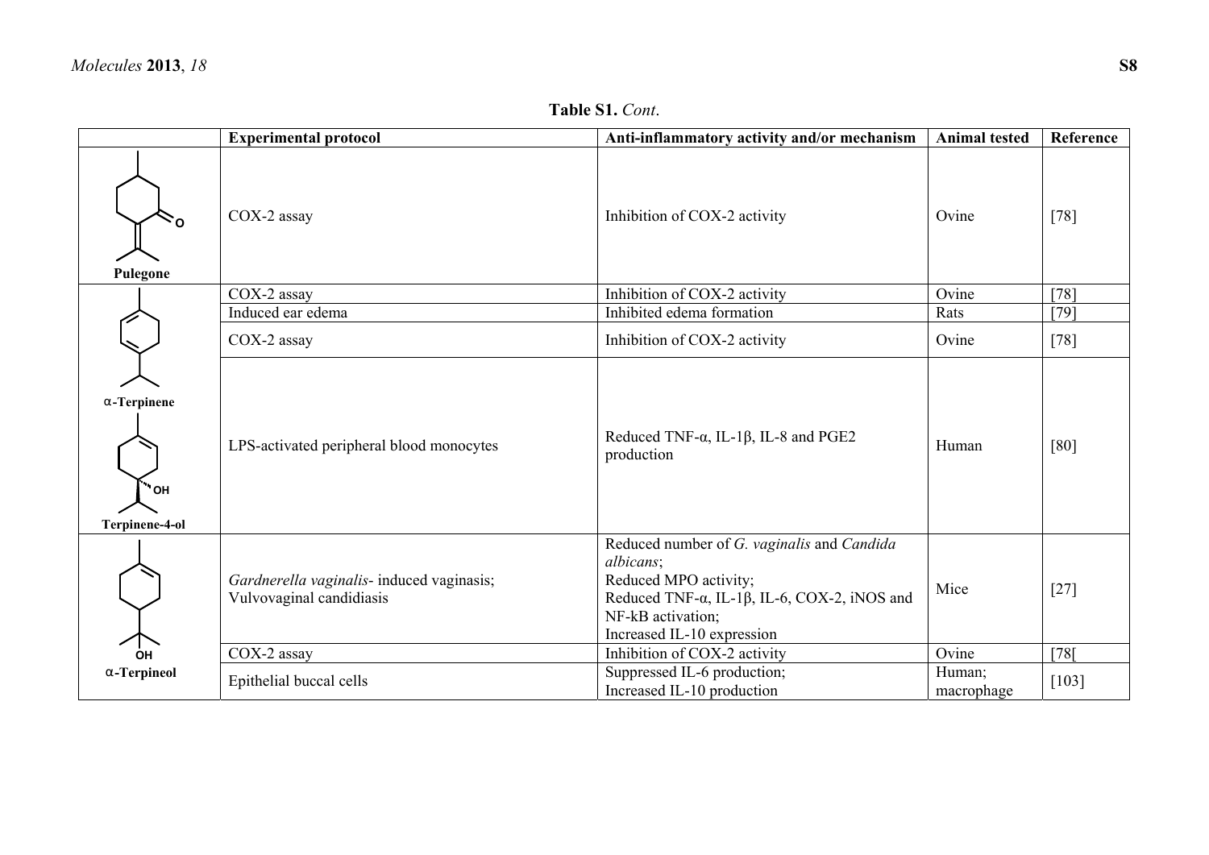**Table S1.** *Cont.*

| | Experimental protocol | Anti-inflammatory activity and/or mechanism | Animal tested | Reference |
|---|---|---|---|---|
| **Pulegone** | COX-2 assay | Inhibition of COX-2 activity | Ovine | [78] |
| **α-Terpinene** | COX-2 assay | Inhibition of COX-2 activity | Ovine | [78] |
| | Induced ear edema | Inhibited edema formation | Rats | [79] |
| **Terpinene-4-ol** | COX-2 assay | Inhibition of COX-2 activity | Ovine | [78] |
| | LPS-activated peripheral blood monocytes | Reduced TNF-α, IL-1β, IL-8 and PGE2 production | Human | [80] |
| **α-Terpineol** | *Gardnerella vaginalis*- induced vaginasis; Vulvovaginal candidiasis | Reduced number of *G. vaginalis* and *Candida albicans*; Reduced MPO activity; Reduced TNF-α, IL-1β, IL-6, COX-2, iNOS and NF-kB activation; Increased IL-10 expression | Mice | [27] |
| | COX-2 assay | Inhibition of COX-2 activity | Ovine | [78[ |
| | Epithelial buccal cells | Suppressed IL-6 production; Increased IL-10 production | Human; macrophage | [103] |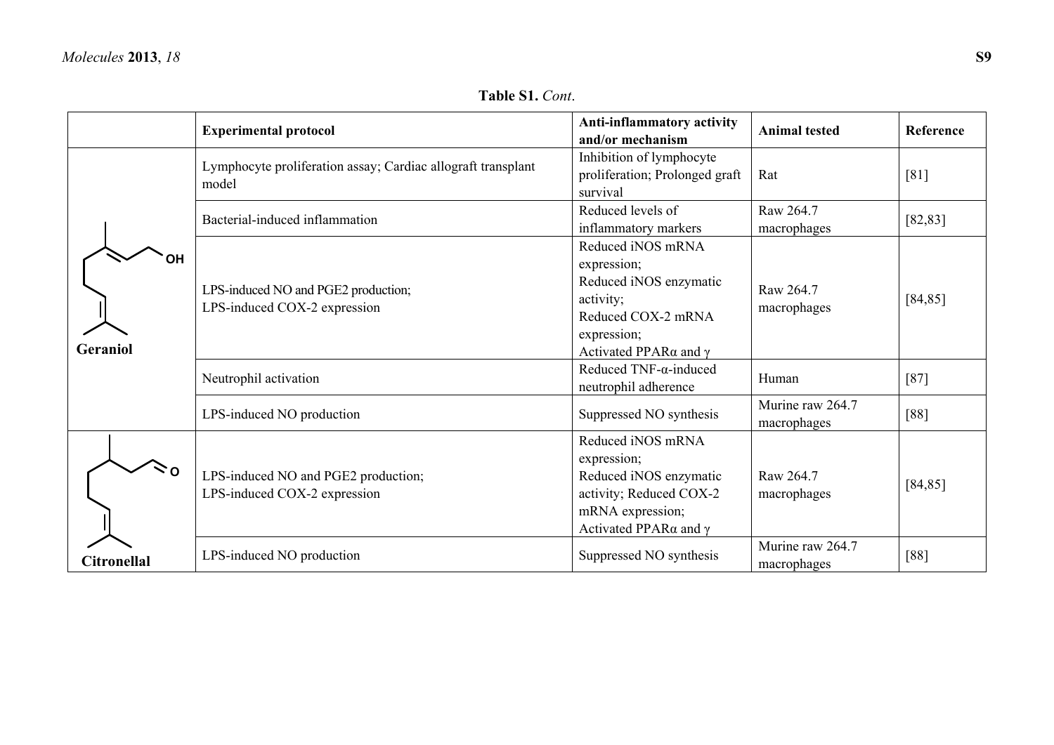**Table S1.** *Cont*.

| | Experimental protocol | Anti-inflammatory activity and/or mechanism | Animal tested | Reference |
|---|---|---|---|---|
| **Geraniol** | Lymphocyte proliferation assay; Cardiac allograft transplant model | Inhibition of lymphocyte proliferation; Prolonged graft survival | Rat | [81] |
| | Bacterial-induced inflammation | Reduced levels of inflammatory markers | Raw 264.7 macrophages | [82,83] |
| | LPS-induced NO and PGE2 production; LPS-induced COX-2 expression | Reduced iNOS mRNA expression; Reduced iNOS enzymatic activity; Reduced COX-2 mRNA expression; Activated PPARα and γ | Raw 264.7 macrophages | [84,85] |
| | Neutrophil activation | Reduced TNF-α-induced neutrophil adherence | Human | [87] |
| | LPS-induced NO production | Suppressed NO synthesis | Murine raw 264.7 macrophages | [88] |
| **Citronellal** | LPS-induced NO and PGE2 production; LPS-induced COX-2 expression | Reduced iNOS mRNA expression; Reduced iNOS enzymatic activity; Reduced COX-2 mRNA expression; Activated PPARα and γ | Raw 264.7 macrophages | [84,85] |
| | LPS-induced NO production | Suppressed NO synthesis | Murine raw 264.7 macrophages | [88] |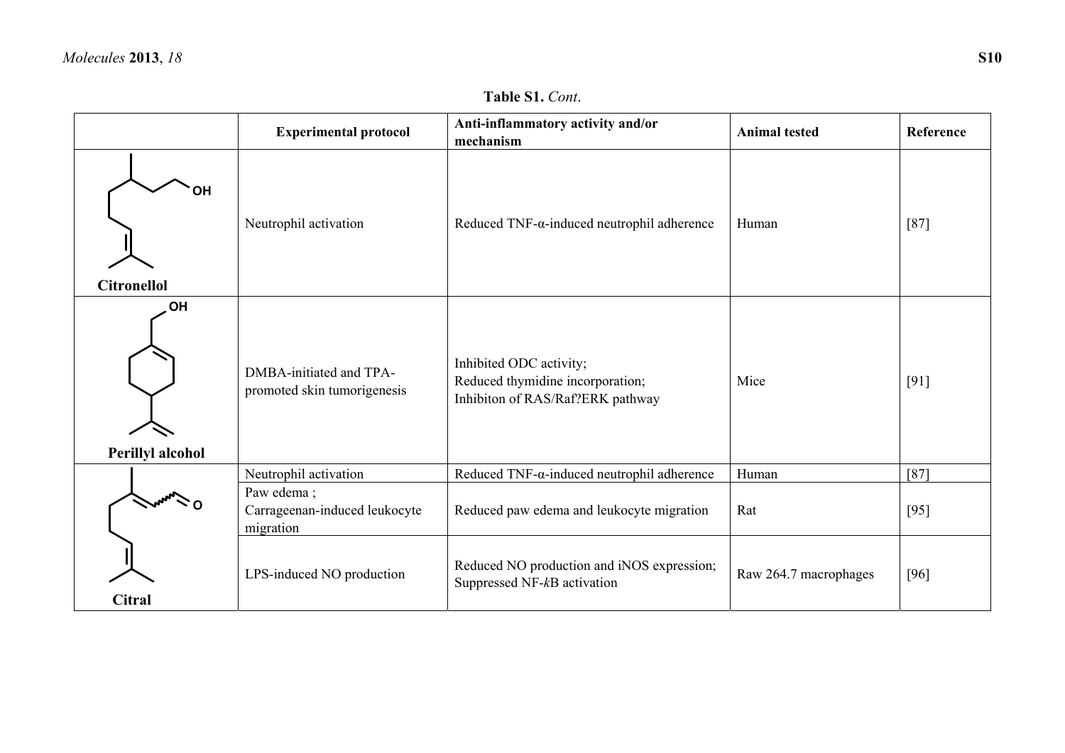**Table S1.** *Cont.*

| | Experimental protocol | Anti-inflammatory activity and/or mechanism | Animal tested | Reference |
|---|---|---|---|---|
| **Citronellol** | Neutrophil activation | Reduced TNF-α-induced neutrophil adherence | Human | [87] |
| **Perillyl alcohol** | DMBA-initiated and TPA-promoted skin tumorigenesis | Inhibited ODC activity; Reduced thymidine incorporation; Inhibiton of RAS/Raf?ERK pathway | Mice | [91] |
| **Citral** | Neutrophil activation | Reduced TNF-α-induced neutrophil adherence | Human | [87] |
| | Paw edema ; Carrageenan-induced leukocyte migration | Reduced paw edema and leukocyte migration | Rat | [95] |
| | LPS-induced NO production | Reduced NO production and iNOS expression; Suppressed NF-*k*B activation | Raw 264.7 macrophages | [96] |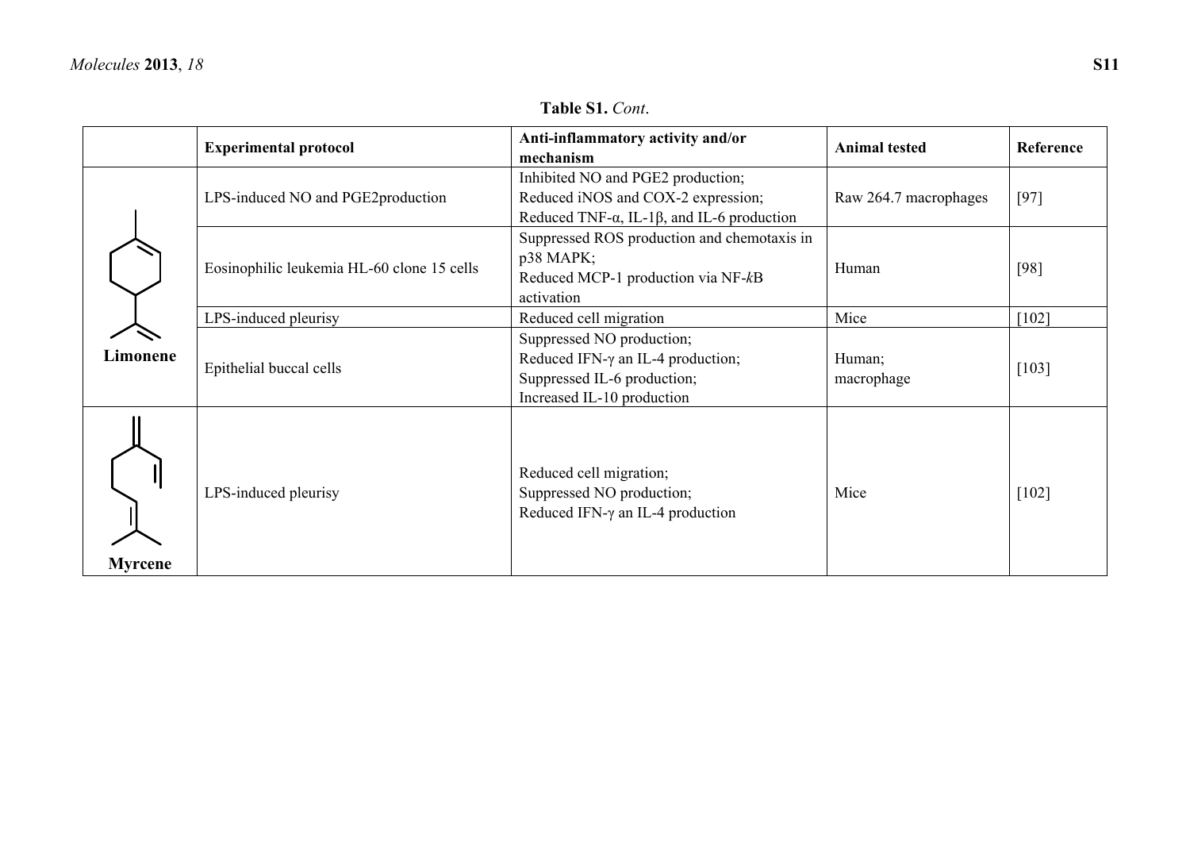**Table S1.** *Cont*.

| | Experimental protocol | Anti-inflammatory activity and/or mechanism | Animal tested | Reference |
|---|---|---|---|---|
| **Limonene** | LPS-induced NO and PGE2production | Inhibited NO and PGE2 production; Reduced iNOS and COX-2 expression; Reduced TNF-α, IL-1β, and IL-6 production | Raw 264.7 macrophages | [97] |
| | Eosinophilic leukemia HL-60 clone 15 cells | Suppressed ROS production and chemotaxis in p38 MAPK; Reduced MCP-1 production via NF-*k*B activation | Human | [98] |
| | LPS-induced pleurisy | Reduced cell migration | Mice | [102] |
| | Epithelial buccal cells | Suppressed NO production; Reduced IFN-γ an IL-4 production; Suppressed IL-6 production; Increased IL-10 production | Human; macrophage | [103] |
| **Myrcene** | LPS-induced pleurisy | Reduced cell migration; Suppressed NO production; Reduced IFN-γ an IL-4 production | Mice | [102] |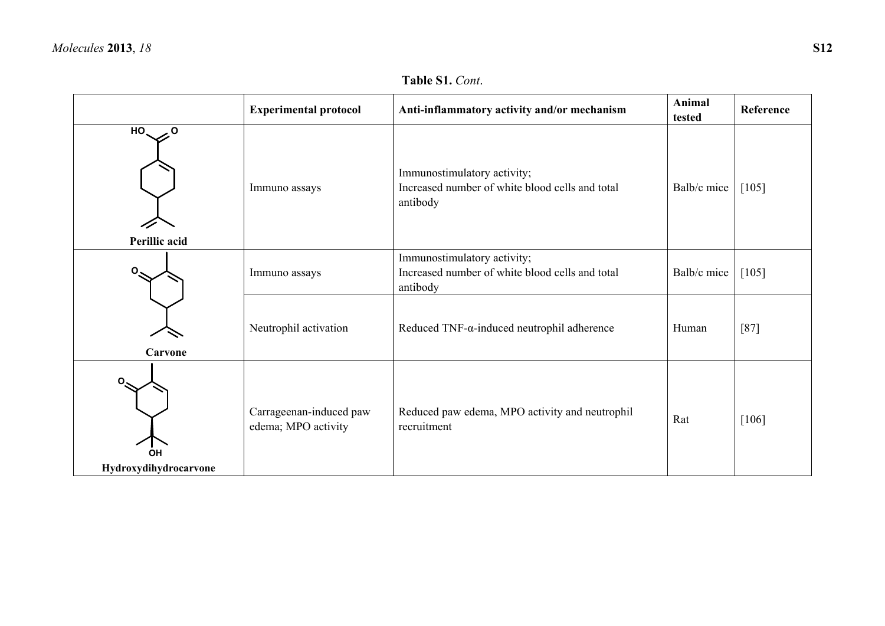**Table S1.** *Cont.*

| | Experimental protocol | Anti-inflammatory activity and/or mechanism | Animal tested | Reference |
|---|---|---|---|---|
| **Perillic acid** | Immuno assays | Immunostimulatory activity; Increased number of white blood cells and total antibody | Balb/c mice | [105] |
| **Carvone** | Immuno assays | Immunostimulatory activity; Increased number of white blood cells and total antibody | Balb/c mice | [105] |
| | Neutrophil activation | Reduced TNF-α-induced neutrophil adherence | Human | [87] |
| **Hydroxydihydrocarvone** | Carrageenan-induced paw edema; MPO activity | Reduced paw edema, MPO activity and neutrophil recruitment | Rat | [106] |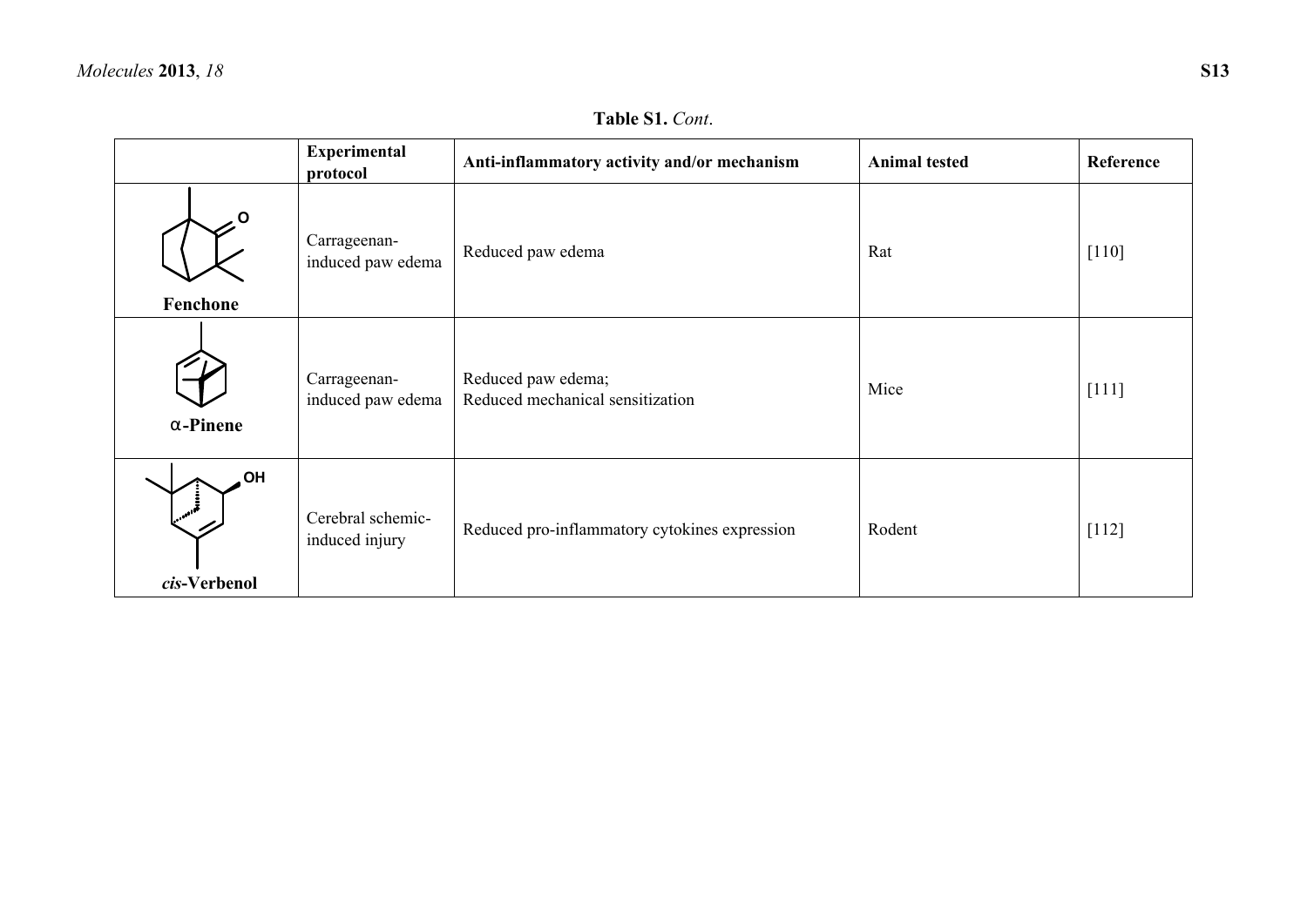**Table S1.** *Cont.*

| | Experimental protocol | Anti-inflammatory activity and/or mechanism | Animal tested | Reference |
|---|---|---|---|---|
| **Fenchone** | Carrageenan-induced paw edema | Reduced paw edema | Rat | [110] |
| **α-Pinene** | Carrageenan-induced paw edema | Reduced paw edema; Reduced mechanical sensitization | Mice | [111] |
| ***cis*-Verbenol** | Cerebral schemic-induced injury | Reduced pro-inflammatory cytokines expression | Rodent | [112] |